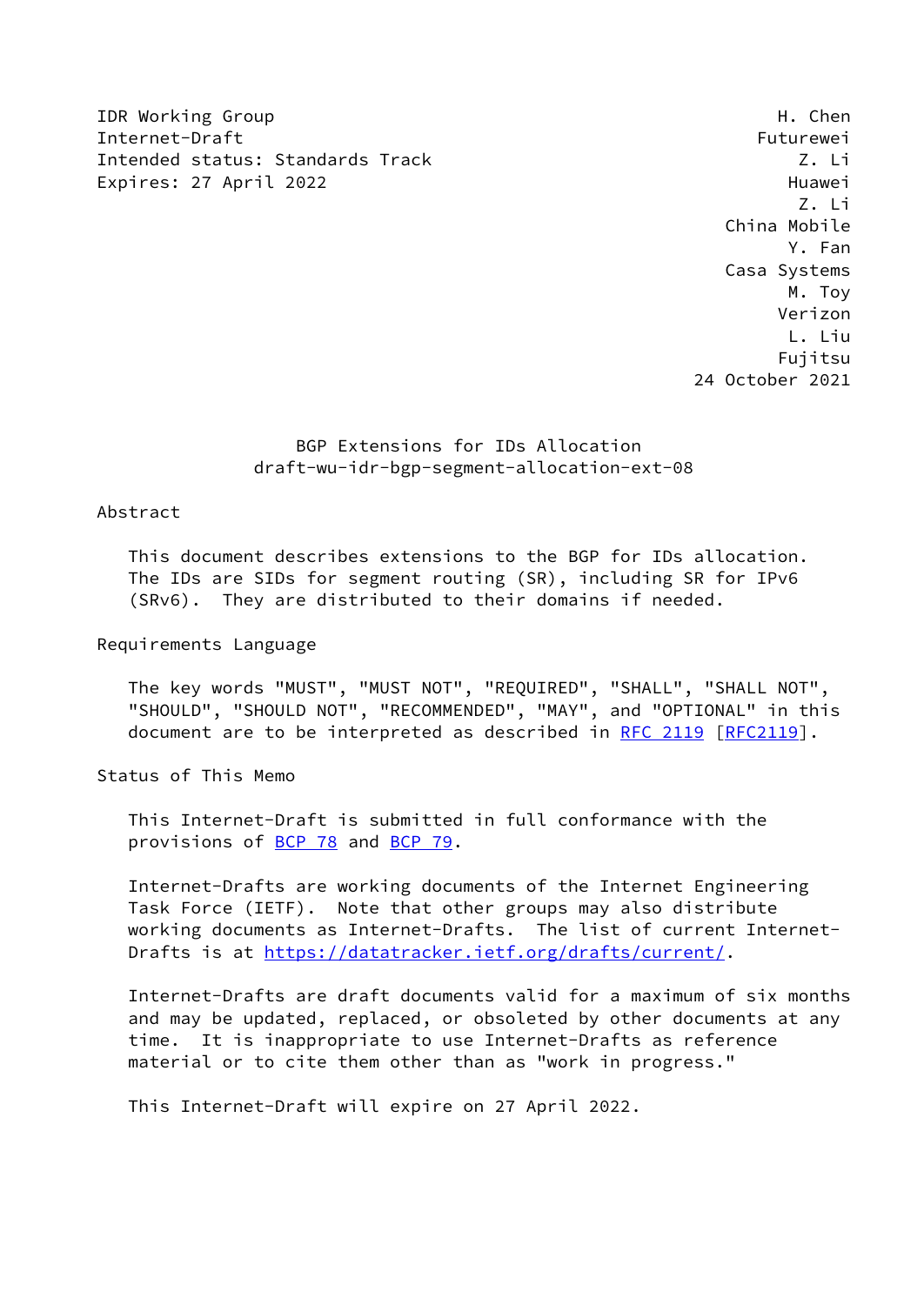IDR Working Group H. Chen
Internet-Draft Futurewei
Intended status: Standards Track Z. Li
Expires: 27 April 2022 Huawei
Z. Li
China Mobile
Y. Fan
Casa Systems
M. Toy
Verizon
L. Liu
Fujitsu
24 October 2021

# BGP Extensions for IDs Allocation
## draft-wu-idr-bgp-segment-allocation-ext-08

## Abstract

This document describes extensions to the BGP for IDs allocation. The IDs are SIDs for segment routing (SR), including SR for IPv6 (SRv6). They are distributed to their domains if needed.

## Requirements Language

The key words "MUST", "MUST NOT", "REQUIRED", "SHALL", "SHALL NOT", "SHOULD", "SHOULD NOT", "RECOMMENDED", "MAY", and "OPTIONAL" in this document are to be interpreted as described in RFC 2119 [RFC2119].

## Status of This Memo

This Internet-Draft is submitted in full conformance with the provisions of BCP 78 and BCP 79.

Internet-Drafts are working documents of the Internet Engineering Task Force (IETF). Note that other groups may also distribute working documents as Internet-Drafts. The list of current Internet-Drafts is at https://datatracker.ietf.org/drafts/current/.

Internet-Drafts are draft documents valid for a maximum of six months and may be updated, replaced, or obsoleted by other documents at any time. It is inappropriate to use Internet-Drafts as reference material or to cite them other than as "work in progress."

This Internet-Draft will expire on 27 April 2022.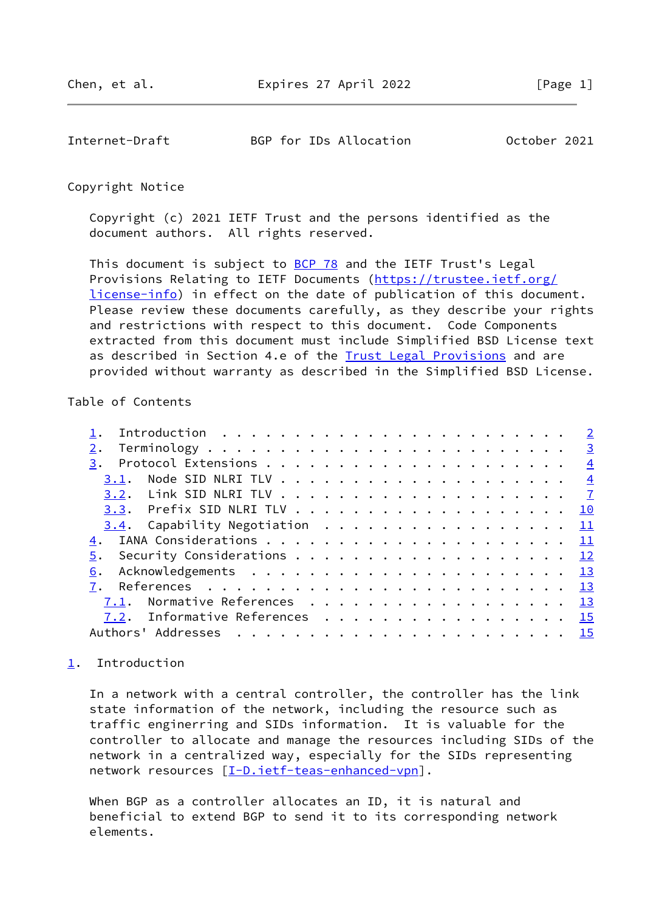## Copyright Notice

Copyright (c) 2021 IETF Trust and the persons identified as the document authors. All rights reserved.

This document is subject to BCP 78 and the IETF Trust's Legal Provisions Relating to IETF Documents (https://trustee.ietf.org/license-info) in effect on the date of publication of this document. Please review these documents carefully, as they describe your rights and restrictions with respect to this document. Code Components extracted from this document must include Simplified BSD License text as described in Section 4.e of the Trust Legal Provisions and are provided without warranty as described in the Simplified BSD License.

## Table of Contents

```
   1.  Introduction  . . . . . . . . . . . . . . . . . . . . . . . .   2
   2.  Terminology . . . . . . . . . . . . . . . . . . . . . . . . .   3
   3.  Protocol Extensions . . . . . . . . . . . . . . . . . . . . .   4
     3.1.  Node SID NLRI TLV . . . . . . . . . . . . . . . . . . . .   4
     3.2.  Link SID NLRI TLV . . . . . . . . . . . . . . . . . . . .   7
     3.3.  Prefix SID NLRI TLV . . . . . . . . . . . . . . . . . . .  10
     3.4.  Capability Negotiation  . . . . . . . . . . . . . . . . .  11
   4.  IANA Considerations . . . . . . . . . . . . . . . . . . . . .  11
   5.  Security Considerations . . . . . . . . . . . . . . . . . . .  12
   6.  Acknowledgements  . . . . . . . . . . . . . . . . . . . . . .  13
   7.  References  . . . . . . . . . . . . . . . . . . . . . . . . .  13
     7.1.  Normative References  . . . . . . . . . . . . . . . . . .  13
     7.2.  Informative References  . . . . . . . . . . . . . . . . .  15
   Authors' Addresses  . . . . . . . . . . . . . . . . . . . . . . .  15
```

## 1. Introduction

In a network with a central controller, the controller has the link state information of the network, including the resource such as traffic enginerring and SIDs information. It is valuable for the controller to allocate and manage the resources including SIDs of the network in a centralized way, especially for the SIDs representing network resources [I-D.ietf-teas-enhanced-vpn].

When BGP as a controller allocates an ID, it is natural and beneficial to extend BGP to send it to its corresponding network elements.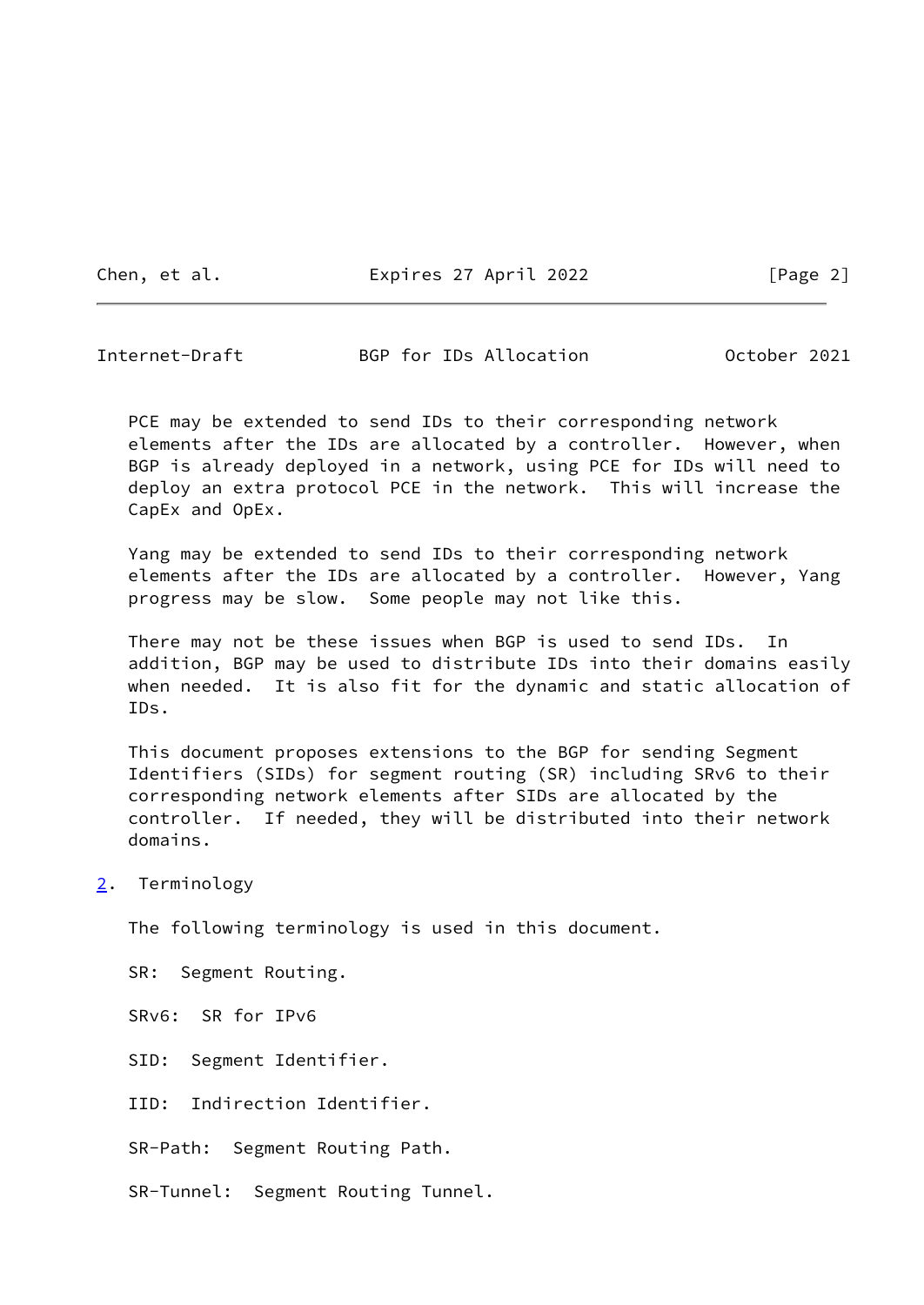PCE may be extended to send IDs to their corresponding network elements after the IDs are allocated by a controller. However, when BGP is already deployed in a network, using PCE for IDs will need to deploy an extra protocol PCE in the network. This will increase the CapEx and OpEx.

Yang may be extended to send IDs to their corresponding network elements after the IDs are allocated by a controller. However, Yang progress may be slow. Some people may not like this.

There may not be these issues when BGP is used to send IDs. In addition, BGP may be used to distribute IDs into their domains easily when needed. It is also fit for the dynamic and static allocation of IDs.

This document proposes extensions to the BGP for sending Segment Identifiers (SIDs) for segment routing (SR) including SRv6 to their corresponding network elements after SIDs are allocated by the controller. If needed, they will be distributed into their network domains.

## 2. Terminology

The following terminology is used in this document.

SR: Segment Routing.

SRv6: SR for IPv6

SID: Segment Identifier.

IID: Indirection Identifier.

SR-Path: Segment Routing Path.

SR-Tunnel: Segment Routing Tunnel.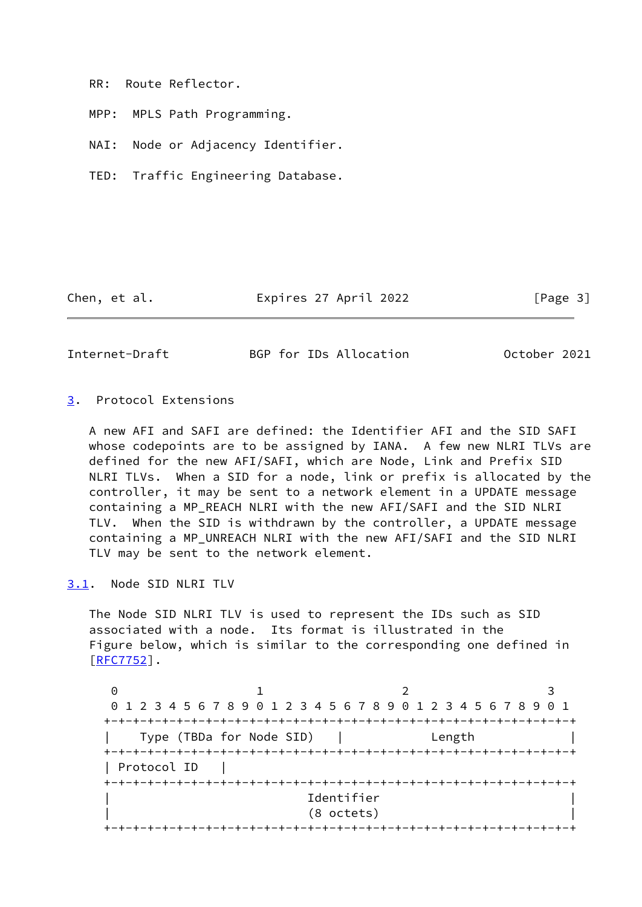RR: Route Reflector.

MPP: MPLS Path Programming.

NAI: Node or Adjacency Identifier.

TED: Traffic Engineering Database.

## 3. Protocol Extensions

A new AFI and SAFI are defined: the Identifier AFI and the SID SAFI whose codepoints are to be assigned by IANA. A few new NLRI TLVs are defined for the new AFI/SAFI, which are Node, Link and Prefix SID NLRI TLVs. When a SID for a node, link or prefix is allocated by the controller, it may be sent to a network element in a UPDATE message containing a MP_REACH NLRI with the new AFI/SAFI and the SID NLRI TLV. When the SID is withdrawn by the controller, a UPDATE message containing a MP_UNREACH NLRI with the new AFI/SAFI and the SID NLRI TLV may be sent to the network element.

### 3.1. Node SID NLRI TLV

The Node SID NLRI TLV is used to represent the IDs such as SID associated with a node. Its format is illustrated in the Figure below, which is similar to the corresponding one defined in [RFC7752].

```
 0                   1                   2                   3
 0 1 2 3 4 5 6 7 8 9 0 1 2 3 4 5 6 7 8 9 0 1 2 3 4 5 6 7 8 9 0 1
+-+-+-+-+-+-+-+-+-+-+-+-+-+-+-+-+-+-+-+-+-+-+-+-+-+-+-+-+-+-+-+-+
|    Type (TBDa for Node SID)   |             Length            |
+-+-+-+-+-+-+-+-+-+-+-+-+-+-+-+-+-+-+-+-+-+-+-+-+-+-+-+-+-+-+-+-+
| Protocol ID   |
+-+-+-+-+-+-+-+-+-+-+-+-+-+-+-+-+-+-+-+-+-+-+-+-+-+-+-+-+-+-+-+-+
|                           Identifier                          |
|                           (8 octets)                          |
+-+-+-+-+-+-+-+-+-+-+-+-+-+-+-+-+-+-+-+-+-+-+-+-+-+-+-+-+-+-+-+-+
```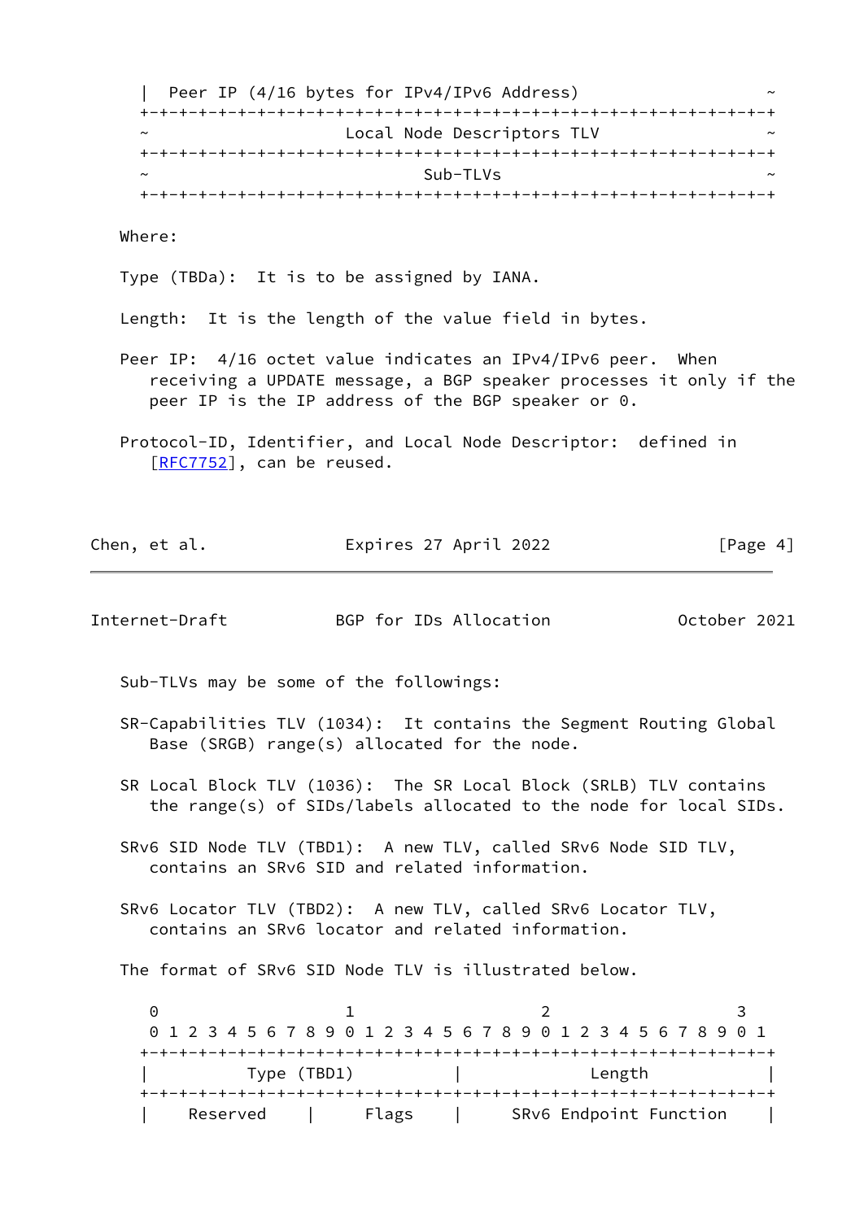```
   |  Peer IP (4/16 bytes for IPv4/IPv6 Address)                   ~
   +-+-+-+-+-+-+-+-+-+-+-+-+-+-+-+-+-+-+-+-+-+-+-+-+-+-+-+-+-+-+-+-+
   ~                    Local Node Descriptors TLV                 ~
   +-+-+-+-+-+-+-+-+-+-+-+-+-+-+-+-+-+-+-+-+-+-+-+-+-+-+-+-+-+-+-+-+
   ~                                Sub-TLVs                       ~
   +-+-+-+-+-+-+-+-+-+-+-+-+-+-+-+-+-+-+-+-+-+-+-+-+-+-+-+-+-+-+-+-+
```

Where:

Type (TBDa): It is to be assigned by IANA.

Length: It is the length of the value field in bytes.

Peer IP: 4/16 octet value indicates an IPv4/IPv6 peer. When receiving a UPDATE message, a BGP speaker processes it only if the peer IP is the IP address of the BGP speaker or 0.

Protocol-ID, Identifier, and Local Node Descriptor: defined in [RFC7752], can be reused.

Sub-TLVs may be some of the followings:

SR-Capabilities TLV (1034): It contains the Segment Routing Global Base (SRGB) range(s) allocated for the node.

SR Local Block TLV (1036): The SR Local Block (SRLB) TLV contains the range(s) of SIDs/labels allocated to the node for local SIDs.

SRv6 SID Node TLV (TBD1): A new TLV, called SRv6 Node SID TLV, contains an SRv6 SID and related information.

SRv6 Locator TLV (TBD2): A new TLV, called SRv6 Locator TLV, contains an SRv6 locator and related information.

The format of SRv6 SID Node TLV is illustrated below.

```
    0                   1                   2                   3
    0 1 2 3 4 5 6 7 8 9 0 1 2 3 4 5 6 7 8 9 0 1 2 3 4 5 6 7 8 9 0 1
   +-+-+-+-+-+-+-+-+-+-+-+-+-+-+-+-+-+-+-+-+-+-+-+-+-+-+-+-+-+-+-+-+
   |          Type (TBD1)          |             Length            |
   +-+-+-+-+-+-+-+-+-+-+-+-+-+-+-+-+-+-+-+-+-+-+-+-+-+-+-+-+-+-+-+-+
   |    Reserved   |     Flags     |     SRv6 Endpoint Function    |
```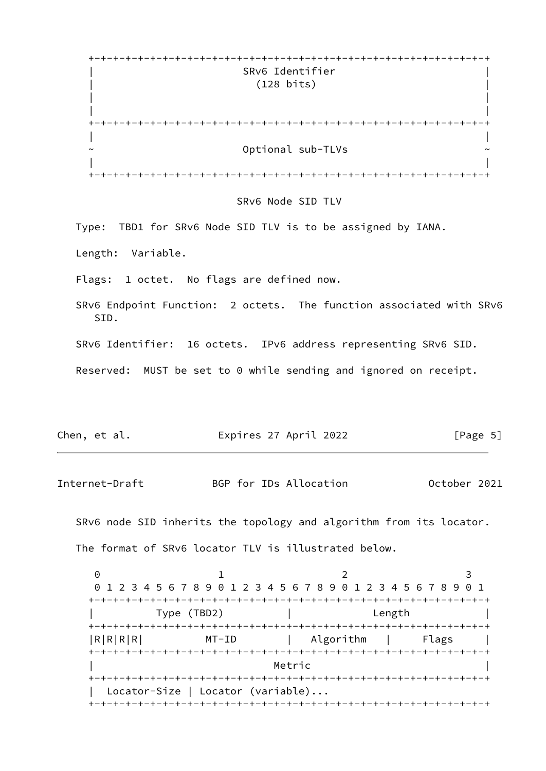```
 +-+-+-+-+-+-+-+-+-+-+-+-+-+-+-+-+-+-+-+-+-+-+-+-+-+-+-+-+-+-+-+-+
 |                     SRv6 Identifier                           |
 |                       (128 bits)                              |
 |                                                               |
 |                                                               |
 +-+-+-+-+-+-+-+-+-+-+-+-+-+-+-+-+-+-+-+-+-+-+-+-+-+-+-+-+-+-+-+-+
 |                                                               |
 ~                     Optional sub-TLVs                         ~
 |                                                               |
 +-+-+-+-+-+-+-+-+-+-+-+-+-+-+-+-+-+-+-+-+-+-+-+-+-+-+-+-+-+-+-+-+
```

SRv6 Node SID TLV

Type: TBD1 for SRv6 Node SID TLV is to be assigned by IANA.

Length: Variable.

Flags: 1 octet. No flags are defined now.

SRv6 Endpoint Function: 2 octets. The function associated with SRv6 SID.

SRv6 Identifier: 16 octets. IPv6 address representing SRv6 SID.

Reserved: MUST be set to 0 while sending and ignored on receipt.

SRv6 node SID inherits the topology and algorithm from its locator.

The format of SRv6 locator TLV is illustrated below.

```
  0                   1                   2                   3
  0 1 2 3 4 5 6 7 8 9 0 1 2 3 4 5 6 7 8 9 0 1 2 3 4 5 6 7 8 9 0 1
 +-+-+-+-+-+-+-+-+-+-+-+-+-+-+-+-+-+-+-+-+-+-+-+-+-+-+-+-+-+-+-+-+
 |          Type (TBD2)          |             Length            |
 +-+-+-+-+-+-+-+-+-+-+-+-+-+-+-+-+-+-+-+-+-+-+-+-+-+-+-+-+-+-+-+-+
 |R|R|R|R|        MT-ID          |   Algorithm   |     Flags     |
 +-+-+-+-+-+-+-+-+-+-+-+-+-+-+-+-+-+-+-+-+-+-+-+-+-+-+-+-+-+-+-+-+
 |                            Metric                             |
 +-+-+-+-+-+-+-+-+-+-+-+-+-+-+-+-+-+-+-+-+-+-+-+-+-+-+-+-+-+-+-+-+
 |  Locator-Size | Locator (variable)...
 +-+-+-+-+-+-+-+-+-+-+-+-+-+-+-+-+-+-+-+-+-+-+-+-+-+-+-+-+-+-+-+-+
```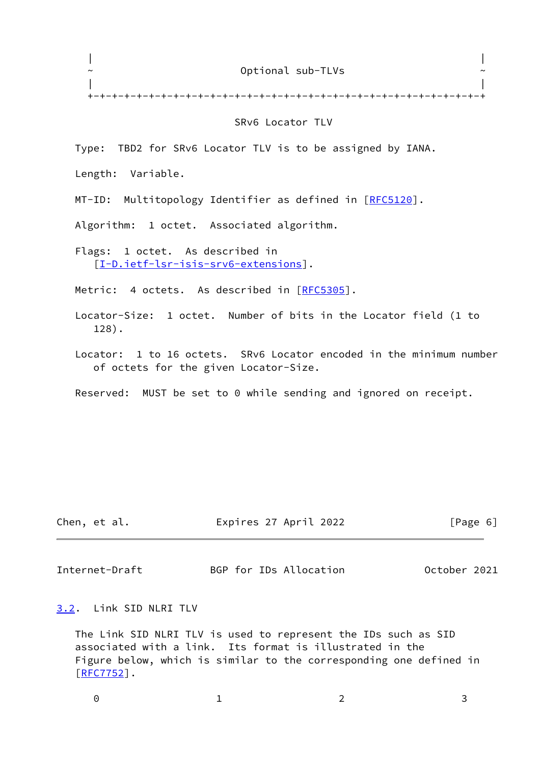```
|                                                               |
~                     Optional sub-TLVs                         ~
|                                                               |
+-+-+-+-+-+-+-+-+-+-+-+-+-+-+-+-+-+-+-+-+-+-+-+-+-+-+-+-+-+-+-+-+
```

SRv6 Locator TLV

Type: TBD2 for SRv6 Locator TLV is to be assigned by IANA.

Length: Variable.

MT-ID: Multitopology Identifier as defined in [RFC5120].

Algorithm: 1 octet. Associated algorithm.

Flags: 1 octet. As described in [I-D.ietf-lsr-isis-srv6-extensions].

Metric: 4 octets. As described in [RFC5305].

Locator-Size: 1 octet. Number of bits in the Locator field (1 to 128).

Locator: 1 to 16 octets. SRv6 Locator encoded in the minimum number of octets for the given Locator-Size.

Reserved: MUST be set to 0 while sending and ignored on receipt.

### 3.2. Link SID NLRI TLV

The Link SID NLRI TLV is used to represent the IDs such as SID associated with a link. Its format is illustrated in the Figure below, which is similar to the corresponding one defined in [RFC7752].

```
 0                   1                   2                   3
```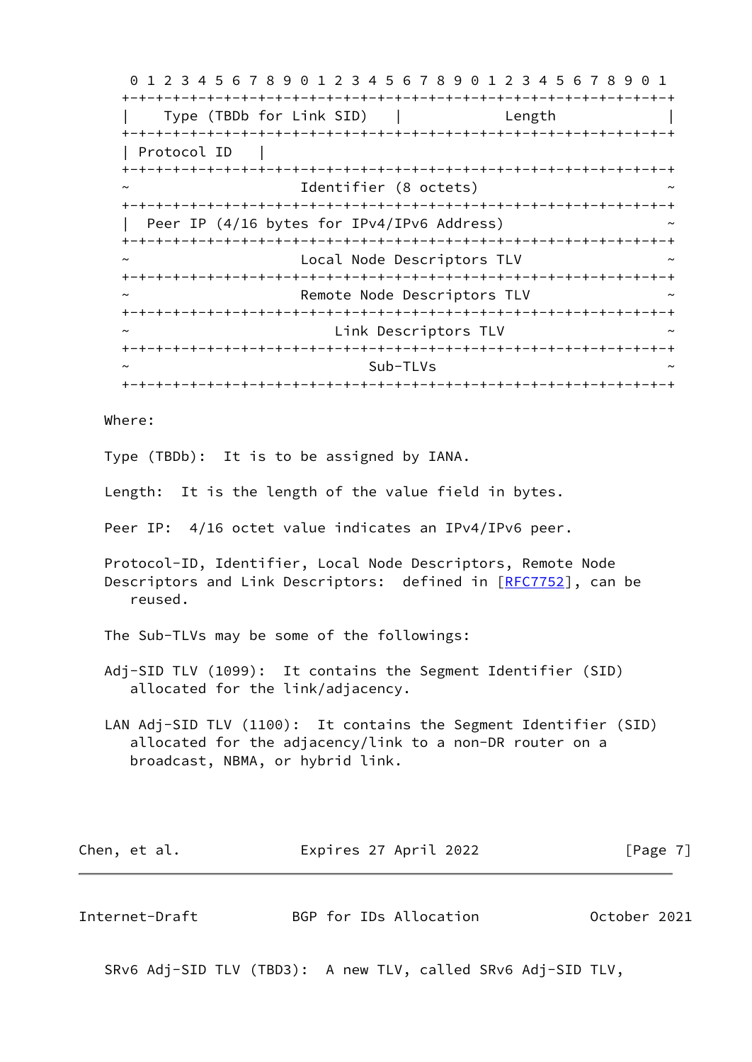```
 0 1 2 3 4 5 6 7 8 9 0 1 2 3 4 5 6 7 8 9 0 1 2 3 4 5 6 7 8 9 0 1
+-+-+-+-+-+-+-+-+-+-+-+-+-+-+-+-+-+-+-+-+-+-+-+-+-+-+-+-+-+-+-+-+
|    Type (TBDb for Link SID)   |            Length             |
+-+-+-+-+-+-+-+-+-+-+-+-+-+-+-+-+-+-+-+-+-+-+-+-+-+-+-+-+-+-+-+-+
| Protocol ID   |
+-+-+-+-+-+-+-+-+-+-+-+-+-+-+-+-+-+-+-+-+-+-+-+-+-+-+-+-+-+-+-+-+
~                      Identifier (8 octets)                    ~
+-+-+-+-+-+-+-+-+-+-+-+-+-+-+-+-+-+-+-+-+-+-+-+-+-+-+-+-+-+-+-+-+
|  Peer IP (4/16 bytes for IPv4/IPv6 Address)                   ~
+-+-+-+-+-+-+-+-+-+-+-+-+-+-+-+-+-+-+-+-+-+-+-+-+-+-+-+-+-+-+-+-+
~                      Local Node Descriptors TLV               ~
+-+-+-+-+-+-+-+-+-+-+-+-+-+-+-+-+-+-+-+-+-+-+-+-+-+-+-+-+-+-+-+-+
~                      Remote Node Descriptors TLV              ~
+-+-+-+-+-+-+-+-+-+-+-+-+-+-+-+-+-+-+-+-+-+-+-+-+-+-+-+-+-+-+-+-+
~                          Link Descriptors TLV                 ~
+-+-+-+-+-+-+-+-+-+-+-+-+-+-+-+-+-+-+-+-+-+-+-+-+-+-+-+-+-+-+-+-+
~                              Sub-TLVs                         ~
+-+-+-+-+-+-+-+-+-+-+-+-+-+-+-+-+-+-+-+-+-+-+-+-+-+-+-+-+-+-+-+-+
```

Where:

Type (TBDb): It is to be assigned by IANA.

Length: It is the length of the value field in bytes.

Peer IP: 4/16 octet value indicates an IPv4/IPv6 peer.

Protocol-ID, Identifier, Local Node Descriptors, Remote Node Descriptors and Link Descriptors: defined in [RFC7752], can be reused.

The Sub-TLVs may be some of the followings:

Adj-SID TLV (1099): It contains the Segment Identifier (SID) allocated for the link/adjacency.

LAN Adj-SID TLV (1100): It contains the Segment Identifier (SID) allocated for the adjacency/link to a non-DR router on a broadcast, NBMA, or hybrid link.

SRv6 Adj-SID TLV (TBD3): A new TLV, called SRv6 Adj-SID TLV,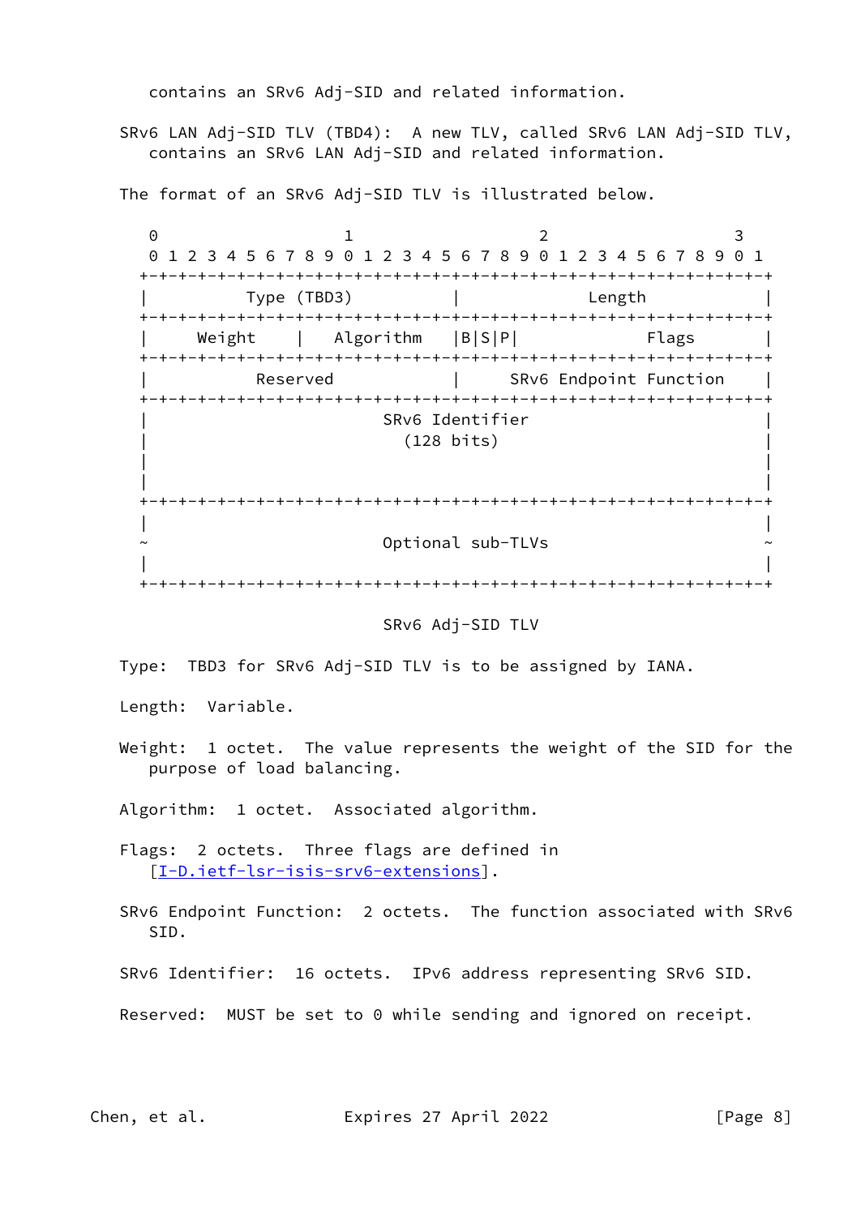contains an SRv6 Adj-SID and related information.

SRv6 LAN Adj-SID TLV (TBD4): A new TLV, called SRv6 LAN Adj-SID TLV, contains an SRv6 LAN Adj-SID and related information.

The format of an SRv6 Adj-SID TLV is illustrated below.

```
 0                   1                   2                   3
 0 1 2 3 4 5 6 7 8 9 0 1 2 3 4 5 6 7 8 9 0 1 2 3 4 5 6 7 8 9 0 1
+-+-+-+-+-+-+-+-+-+-+-+-+-+-+-+-+-+-+-+-+-+-+-+-+-+-+-+-+-+-+-+-+
|          Type (TBD3)          |            Length             |
+-+-+-+-+-+-+-+-+-+-+-+-+-+-+-+-+-+-+-+-+-+-+-+-+-+-+-+-+-+-+-+-+
|     Weight    |   Algorithm   |B|S|P|            Flags        |
+-+-+-+-+-+-+-+-+-+-+-+-+-+-+-+-+-+-+-+-+-+-+-+-+-+-+-+-+-+-+-+-+
|           Reserved            |     SRv6 Endpoint Function    |
+-+-+-+-+-+-+-+-+-+-+-+-+-+-+-+-+-+-+-+-+-+-+-+-+-+-+-+-+-+-+-+-+
|                          SRv6 Identifier                      |
|                            (128 bits)                         |
|                                                               |
|                                                               |
+-+-+-+-+-+-+-+-+-+-+-+-+-+-+-+-+-+-+-+-+-+-+-+-+-+-+-+-+-+-+-+-+
|                                                               |
~                          Optional sub-TLVs                    ~
|                                                               |
+-+-+-+-+-+-+-+-+-+-+-+-+-+-+-+-+-+-+-+-+-+-+-+-+-+-+-+-+-+-+-+-+
```

SRv6 Adj-SID TLV

Type: TBD3 for SRv6 Adj-SID TLV is to be assigned by IANA.

Length: Variable.

Weight: 1 octet. The value represents the weight of the SID for the purpose of load balancing.

Algorithm: 1 octet. Associated algorithm.

Flags: 2 octets. Three flags are defined in [I-D.ietf-lsr-isis-srv6-extensions].

SRv6 Endpoint Function: 2 octets. The function associated with SRv6 SID.

SRv6 Identifier: 16 octets. IPv6 address representing SRv6 SID.

Reserved: MUST be set to 0 while sending and ignored on receipt.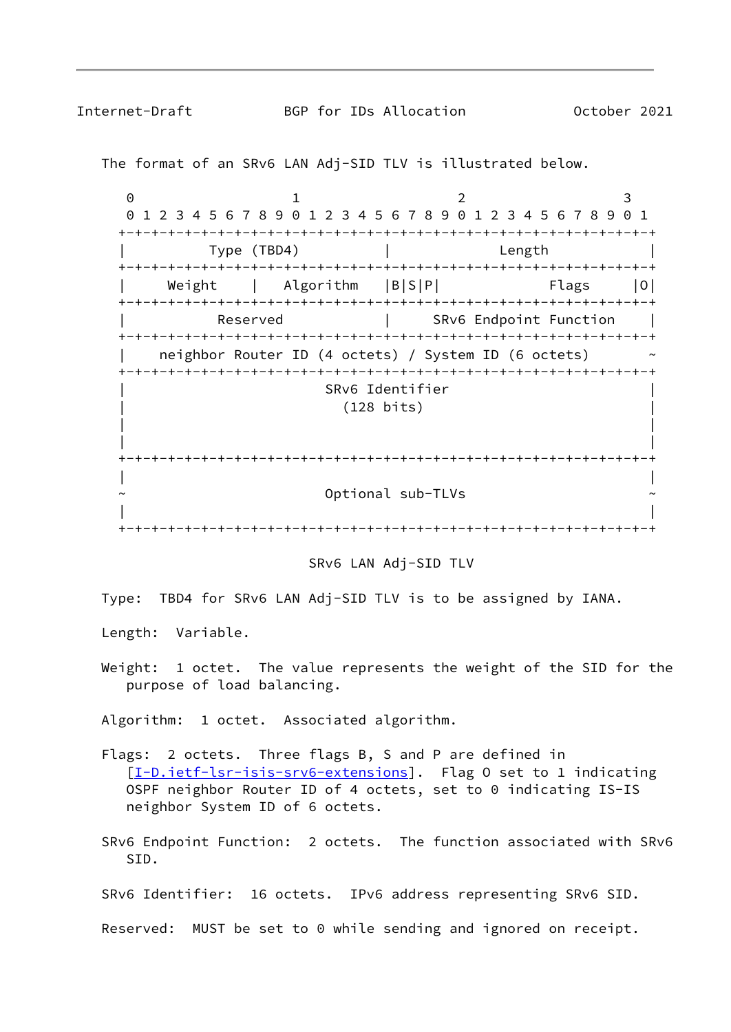The format of an SRv6 LAN Adj-SID TLV is illustrated below.

```
 0                   1                   2                   3
 0 1 2 3 4 5 6 7 8 9 0 1 2 3 4 5 6 7 8 9 0 1 2 3 4 5 6 7 8 9 0 1
+-+-+-+-+-+-+-+-+-+-+-+-+-+-+-+-+-+-+-+-+-+-+-+-+-+-+-+-+-+-+-+-+
|          Type (TBD4)          |             Length            |
+-+-+-+-+-+-+-+-+-+-+-+-+-+-+-+-+-+-+-+-+-+-+-+-+-+-+-+-+-+-+-+-+
|     Weight    |  Algorithm    |B|S|P|            Flags      |O|
+-+-+-+-+-+-+-+-+-+-+-+-+-+-+-+-+-+-+-+-+-+-+-+-+-+-+-+-+-+-+-+-+
|           Reserved            |     SRv6 Endpoint Function    |
+-+-+-+-+-+-+-+-+-+-+-+-+-+-+-+-+-+-+-+-+-+-+-+-+-+-+-+-+-+-+-+-+
|    neighbor Router ID (4 octets) / System ID (6 octets)       ~
+-+-+-+-+-+-+-+-+-+-+-+-+-+-+-+-+-+-+-+-+-+-+-+-+-+-+-+-+-+-+-+-+
|                        SRv6 Identifier                        |
|                          (128 bits)                           |
|                                                               |
|                                                               |
+-+-+-+-+-+-+-+-+-+-+-+-+-+-+-+-+-+-+-+-+-+-+-+-+-+-+-+-+-+-+-+-+
|                                                               |
~                        Optional sub-TLVs                      ~
|                                                               |
+-+-+-+-+-+-+-+-+-+-+-+-+-+-+-+-+-+-+-+-+-+-+-+-+-+-+-+-+-+-+-+-+
```

SRv6 LAN Adj-SID TLV

Type: TBD4 for SRv6 LAN Adj-SID TLV is to be assigned by IANA.

Length: Variable.

Weight: 1 octet. The value represents the weight of the SID for the purpose of load balancing.

Algorithm: 1 octet. Associated algorithm.

Flags: 2 octets. Three flags B, S and P are defined in [I-D.ietf-lsr-isis-srv6-extensions]. Flag O set to 1 indicating OSPF neighbor Router ID of 4 octets, set to 0 indicating IS-IS neighbor System ID of 6 octets.

SRv6 Endpoint Function: 2 octets. The function associated with SRv6 SID.

SRv6 Identifier: 16 octets. IPv6 address representing SRv6 SID.

Reserved: MUST be set to 0 while sending and ignored on receipt.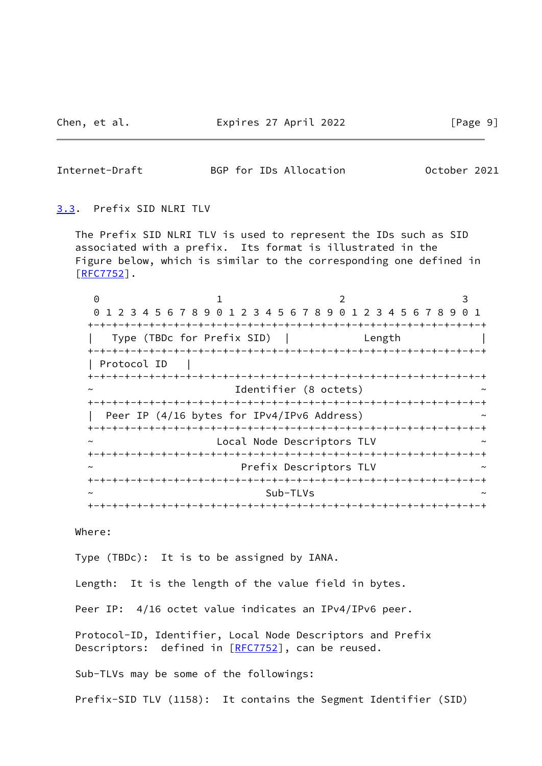### 3.3. Prefix SID NLRI TLV

The Prefix SID NLRI TLV is used to represent the IDs such as SID associated with a prefix. Its format is illustrated in the Figure below, which is similar to the corresponding one defined in [RFC7752].

```
 0                   1                   2                   3
 0 1 2 3 4 5 6 7 8 9 0 1 2 3 4 5 6 7 8 9 0 1 2 3 4 5 6 7 8 9 0 1
+-+-+-+-+-+-+-+-+-+-+-+-+-+-+-+-+-+-+-+-+-+-+-+-+-+-+-+-+-+-+-+-+
|  Type (TBDc for Prefix SID)  |            Length               |
+-+-+-+-+-+-+-+-+-+-+-+-+-+-+-+-+-+-+-+-+-+-+-+-+-+-+-+-+-+-+-+-+
| Protocol ID   |
+-+-+-+-+-+-+-+-+-+-+-+-+-+-+-+-+-+-+-+-+-+-+-+-+-+-+-+-+-+-+-+-+
~                       Identifier (8 octets)                     ~
+-+-+-+-+-+-+-+-+-+-+-+-+-+-+-+-+-+-+-+-+-+-+-+-+-+-+-+-+-+-+-+-+
|  Peer IP (4/16 bytes for IPv4/IPv6 Address)                     ~
+-+-+-+-+-+-+-+-+-+-+-+-+-+-+-+-+-+-+-+-+-+-+-+-+-+-+-+-+-+-+-+-+
~                     Local Node Descriptors TLV                  ~
+-+-+-+-+-+-+-+-+-+-+-+-+-+-+-+-+-+-+-+-+-+-+-+-+-+-+-+-+-+-+-+-+
~                         Prefix Descriptors TLV                  ~
+-+-+-+-+-+-+-+-+-+-+-+-+-+-+-+-+-+-+-+-+-+-+-+-+-+-+-+-+-+-+-+-+
~                             Sub-TLVs                            ~
+-+-+-+-+-+-+-+-+-+-+-+-+-+-+-+-+-+-+-+-+-+-+-+-+-+-+-+-+-+-+-+-+
```

Where:

Type (TBDc): It is to be assigned by IANA.

Length: It is the length of the value field in bytes.

Peer IP: 4/16 octet value indicates an IPv4/IPv6 peer.

Protocol-ID, Identifier, Local Node Descriptors and Prefix Descriptors: defined in [RFC7752], can be reused.

Sub-TLVs may be some of the followings:

Prefix-SID TLV (1158): It contains the Segment Identifier (SID)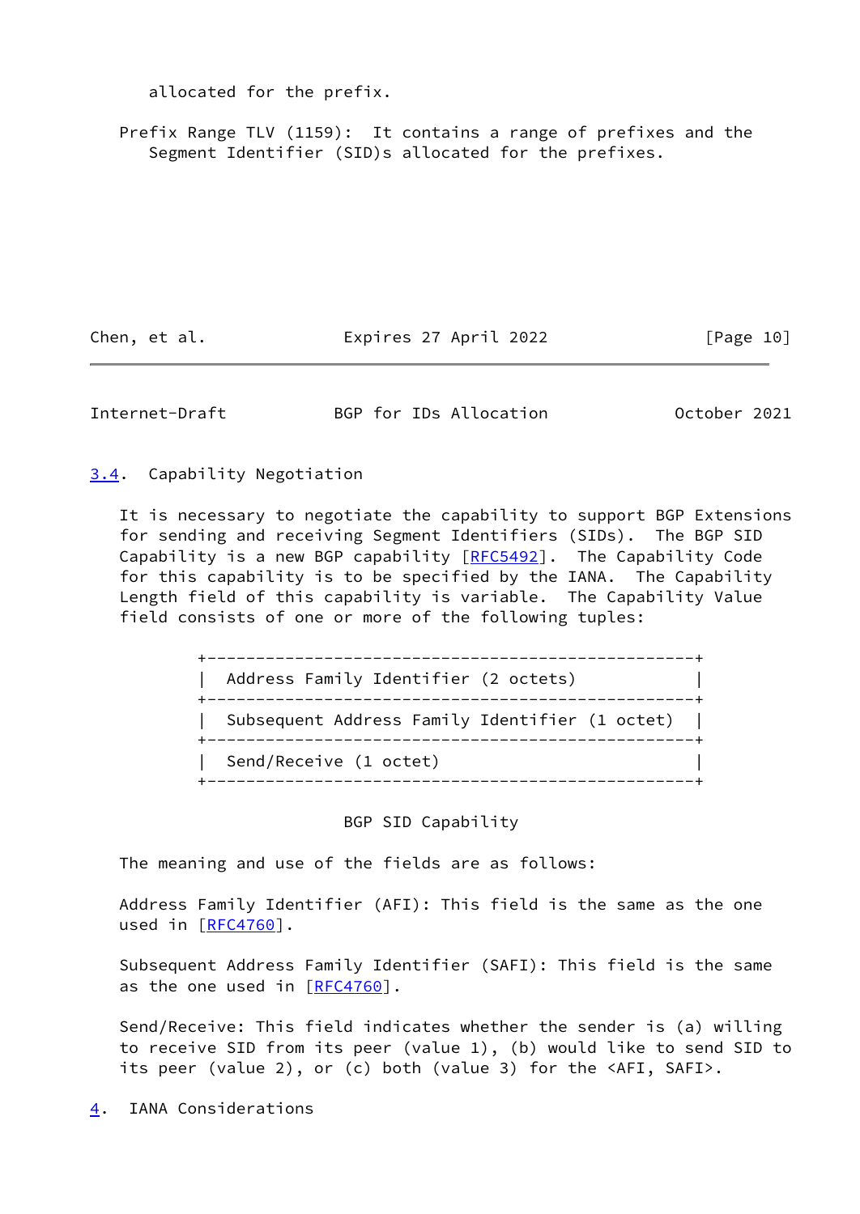allocated for the prefix.

Prefix Range TLV (1159): It contains a range of prefixes and the Segment Identifier (SID)s allocated for the prefixes.

## 3.4. Capability Negotiation

It is necessary to negotiate the capability to support BGP Extensions for sending and receiving Segment Identifiers (SIDs). The BGP SID Capability is a new BGP capability [RFC5492]. The Capability Code for this capability is to be specified by the IANA. The Capability Length field of this capability is variable. The Capability Value field consists of one or more of the following tuples:

```
+--------------------------------------------------+
|  Address Family Identifier (2 octets)            |
+--------------------------------------------------+
|  Subsequent Address Family Identifier (1 octet)  |
+--------------------------------------------------+
|  Send/Receive (1 octet)                          |
+--------------------------------------------------+
```

BGP SID Capability

The meaning and use of the fields are as follows:

Address Family Identifier (AFI): This field is the same as the one used in [RFC4760].

Subsequent Address Family Identifier (SAFI): This field is the same as the one used in [RFC4760].

Send/Receive: This field indicates whether the sender is (a) willing to receive SID from its peer (value 1), (b) would like to send SID to its peer (value 2), or (c) both (value 3) for the <AFI, SAFI>.

## 4. IANA Considerations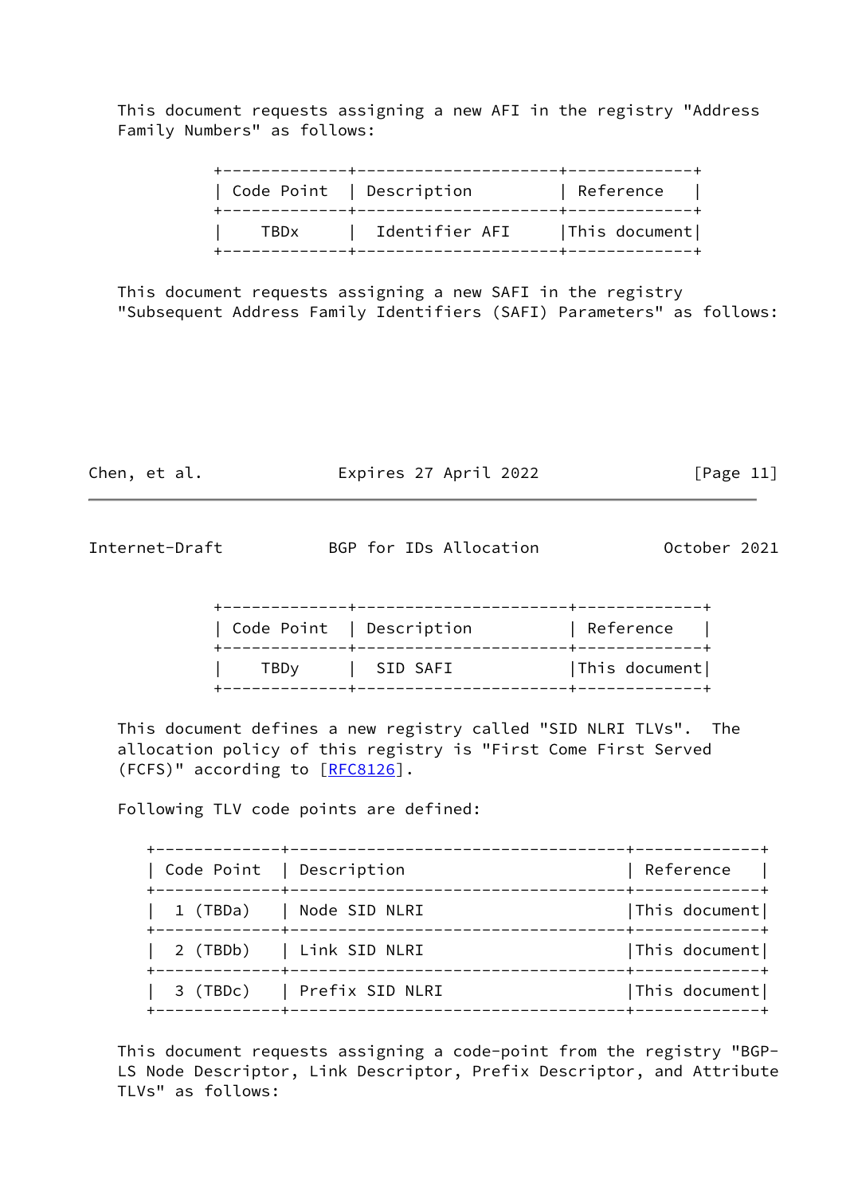This document requests assigning a new AFI in the registry "Address Family Numbers" as follows:

| Code Point | Description | Reference |
| --- | --- | --- |
| TBDx | Identifier AFI | This document |

This document requests assigning a new SAFI in the registry "Subsequent Address Family Identifiers (SAFI) Parameters" as follows:

| Code Point | Description | Reference |
| --- | --- | --- |
| TBDy | SID SAFI | This document |

This document defines a new registry called "SID NLRI TLVs". The allocation policy of this registry is "First Come First Served (FCFS)" according to [RFC8126].

Following TLV code points are defined:

| Code Point | Description | Reference |
| --- | --- | --- |
| 1 (TBDa) | Node SID NLRI | This document |
| 2 (TBDb) | Link SID NLRI | This document |
| 3 (TBDc) | Prefix SID NLRI | This document |

This document requests assigning a code-point from the registry "BGP-LS Node Descriptor, Link Descriptor, Prefix Descriptor, and Attribute TLVs" as follows: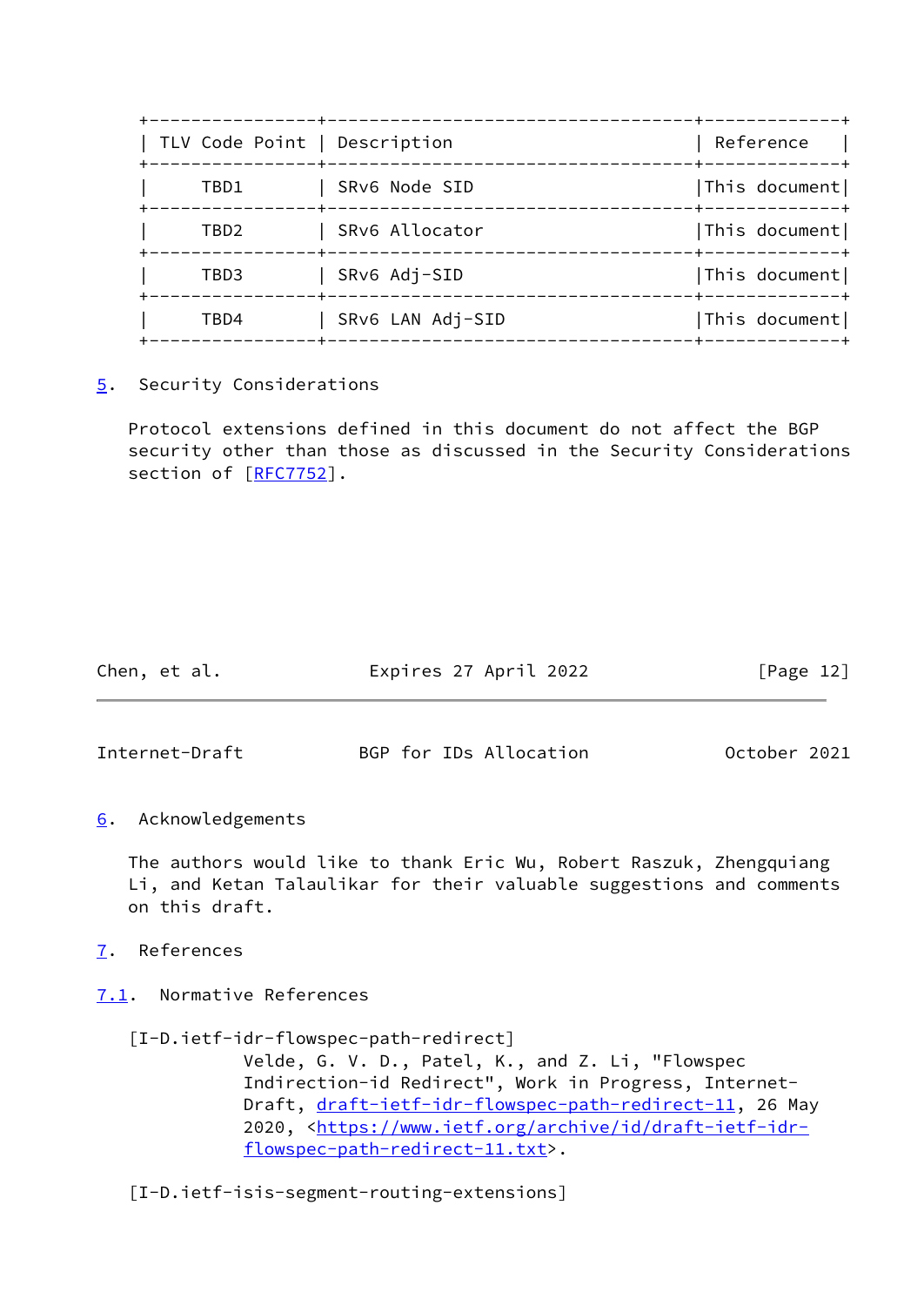| TLV Code Point | Description | Reference |
|---|---|---|
| TBD1 | SRv6 Node SID | This document |
| TBD2 | SRv6 Allocator | This document |
| TBD3 | SRv6 Adj-SID | This document |
| TBD4 | SRv6 LAN Adj-SID | This document |

## 5. Security Considerations

Protocol extensions defined in this document do not affect the BGP security other than those as discussed in the Security Considerations section of [RFC7752].

## 6. Acknowledgements

The authors would like to thank Eric Wu, Robert Raszuk, Zhengquiang Li, and Ketan Talaulikar for their valuable suggestions and comments on this draft.

## 7. References

### 7.1. Normative References

[I-D.ietf-idr-flowspec-path-redirect]
Velde, G. V. D., Patel, K., and Z. Li, "Flowspec Indirection-id Redirect", Work in Progress, Internet-Draft, draft-ietf-idr-flowspec-path-redirect-11, 26 May 2020, <https://www.ietf.org/archive/id/draft-ietf-idr-flowspec-path-redirect-11.txt>.

[I-D.ietf-isis-segment-routing-extensions]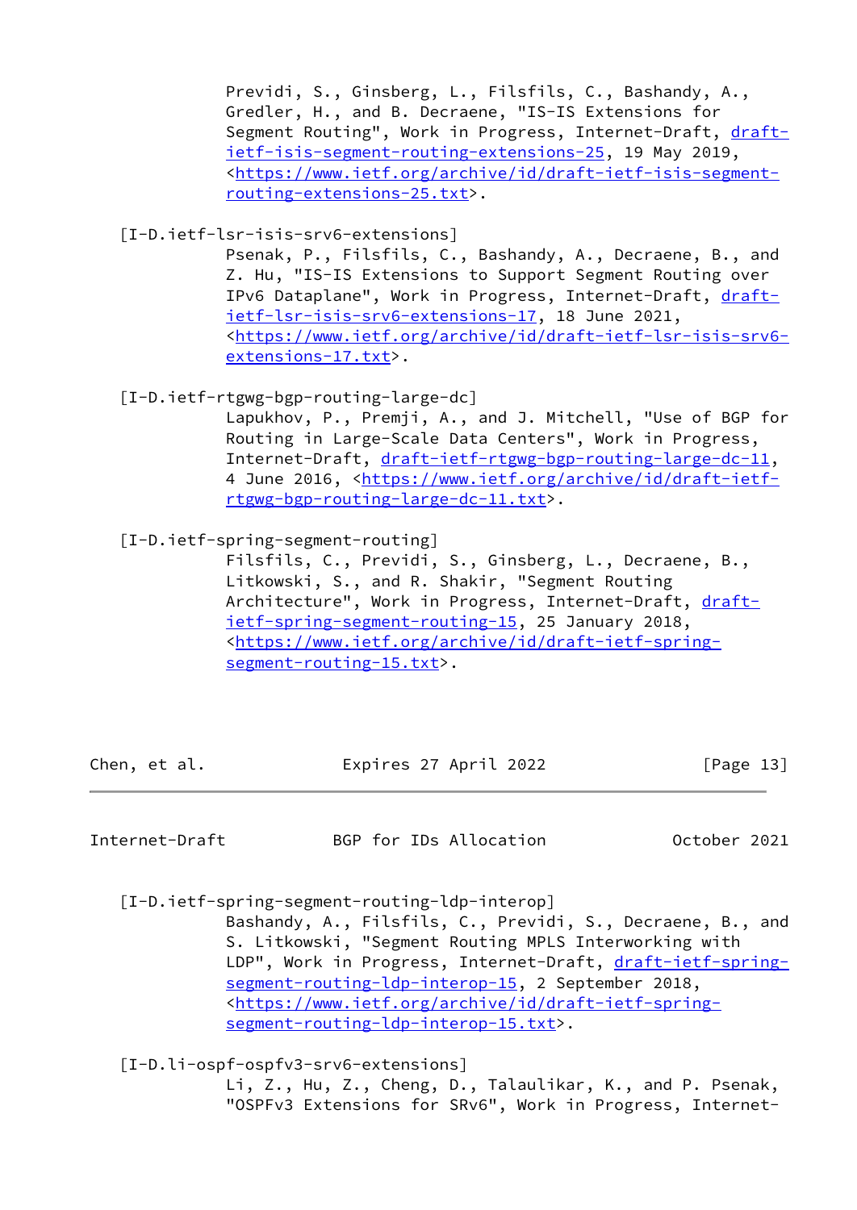Previdi, S., Ginsberg, L., Filsfils, C., Bashandy, A., Gredler, H., and B. Decraene, "IS-IS Extensions for Segment Routing", Work in Progress, Internet-Draft, draft-ietf-isis-segment-routing-extensions-25, 19 May 2019, <https://www.ietf.org/archive/id/draft-ietf-isis-segment-routing-extensions-25.txt>.

[I-D.ietf-lsr-isis-srv6-extensions]
Psenak, P., Filsfils, C., Bashandy, A., Decraene, B., and Z. Hu, "IS-IS Extensions to Support Segment Routing over IPv6 Dataplane", Work in Progress, Internet-Draft, draft-ietf-lsr-isis-srv6-extensions-17, 18 June 2021, <https://www.ietf.org/archive/id/draft-ietf-lsr-isis-srv6-extensions-17.txt>.

[I-D.ietf-rtgwg-bgp-routing-large-dc]
Lapukhov, P., Premji, A., and J. Mitchell, "Use of BGP for Routing in Large-Scale Data Centers", Work in Progress, Internet-Draft, draft-ietf-rtgwg-bgp-routing-large-dc-11, 4 June 2016, <https://www.ietf.org/archive/id/draft-ietf-rtgwg-bgp-routing-large-dc-11.txt>.

[I-D.ietf-spring-segment-routing]
Filsfils, C., Previdi, S., Ginsberg, L., Decraene, B., Litkowski, S., and R. Shakir, "Segment Routing Architecture", Work in Progress, Internet-Draft, draft-ietf-spring-segment-routing-15, 25 January 2018, <https://www.ietf.org/archive/id/draft-ietf-spring-segment-routing-15.txt>.

[I-D.ietf-spring-segment-routing-ldp-interop]
Bashandy, A., Filsfils, C., Previdi, S., Decraene, B., and S. Litkowski, "Segment Routing MPLS Interworking with LDP", Work in Progress, Internet-Draft, draft-ietf-spring-segment-routing-ldp-interop-15, 2 September 2018, <https://www.ietf.org/archive/id/draft-ietf-spring-segment-routing-ldp-interop-15.txt>.

[I-D.li-ospf-ospfv3-srv6-extensions]
Li, Z., Hu, Z., Cheng, D., Talaulikar, K., and P. Psenak, "OSPFv3 Extensions for SRv6", Work in Progress, Internet-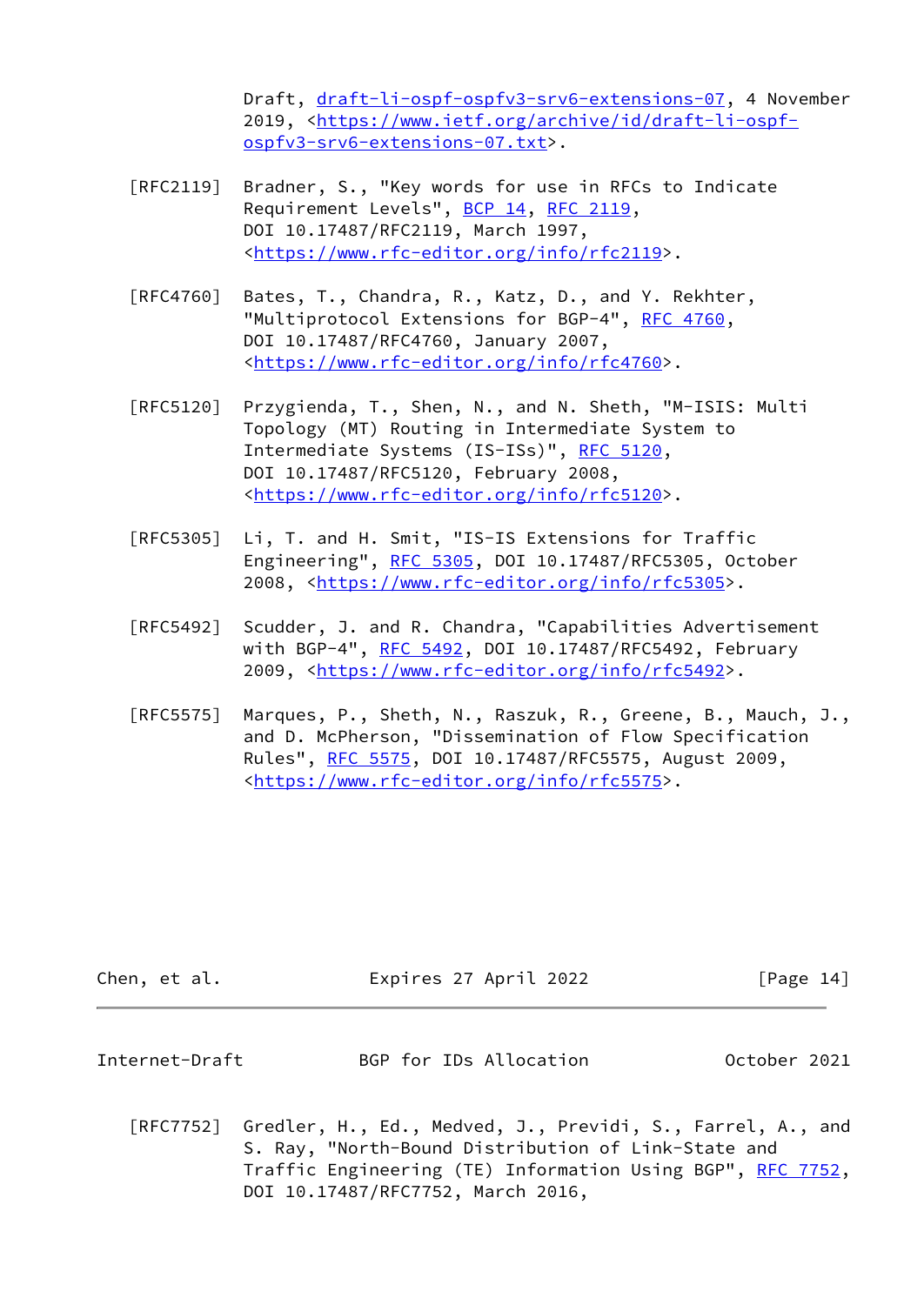Draft, draft-li-ospf-ospfv3-srv6-extensions-07, 4 November 2019, <https://www.ietf.org/archive/id/draft-li-ospf-ospfv3-srv6-extensions-07.txt>.

[RFC2119] Bradner, S., "Key words for use in RFCs to Indicate Requirement Levels", BCP 14, RFC 2119, DOI 10.17487/RFC2119, March 1997, <https://www.rfc-editor.org/info/rfc2119>.

[RFC4760] Bates, T., Chandra, R., Katz, D., and Y. Rekhter, "Multiprotocol Extensions for BGP-4", RFC 4760, DOI 10.17487/RFC4760, January 2007, <https://www.rfc-editor.org/info/rfc4760>.

[RFC5120] Przygienda, T., Shen, N., and N. Sheth, "M-ISIS: Multi Topology (MT) Routing in Intermediate System to Intermediate Systems (IS-ISs)", RFC 5120, DOI 10.17487/RFC5120, February 2008, <https://www.rfc-editor.org/info/rfc5120>.

[RFC5305] Li, T. and H. Smit, "IS-IS Extensions for Traffic Engineering", RFC 5305, DOI 10.17487/RFC5305, October 2008, <https://www.rfc-editor.org/info/rfc5305>.

[RFC5492] Scudder, J. and R. Chandra, "Capabilities Advertisement with BGP-4", RFC 5492, DOI 10.17487/RFC5492, February 2009, <https://www.rfc-editor.org/info/rfc5492>.

[RFC5575] Marques, P., Sheth, N., Raszuk, R., Greene, B., Mauch, J., and D. McPherson, "Dissemination of Flow Specification Rules", RFC 5575, DOI 10.17487/RFC5575, August 2009, <https://www.rfc-editor.org/info/rfc5575>.

[RFC7752] Gredler, H., Ed., Medved, J., Previdi, S., Farrel, A., and S. Ray, "North-Bound Distribution of Link-State and Traffic Engineering (TE) Information Using BGP", RFC 7752, DOI 10.17487/RFC7752, March 2016,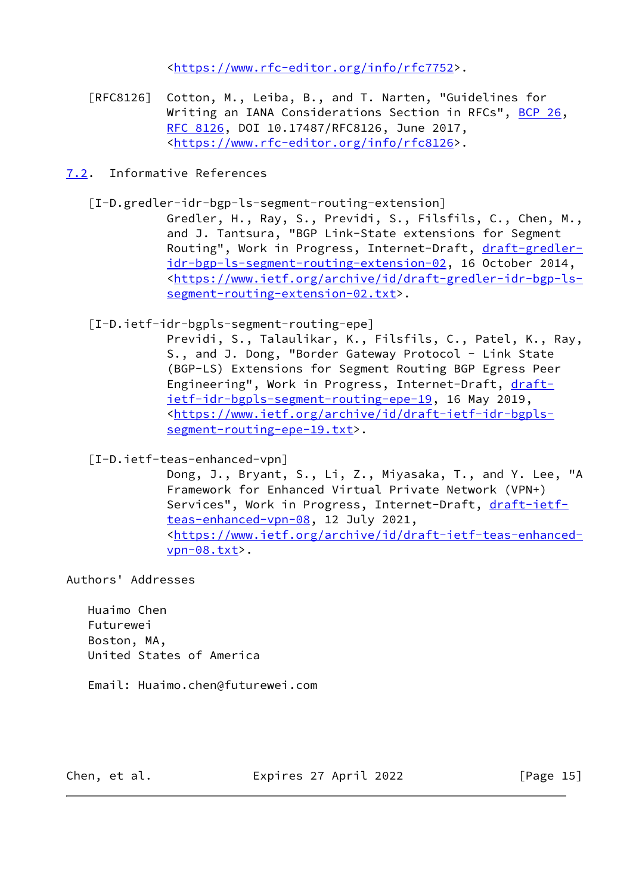<https://www.rfc-editor.org/info/rfc7752>.

[RFC8126] Cotton, M., Leiba, B., and T. Narten, "Guidelines for Writing an IANA Considerations Section in RFCs", BCP 26, RFC 8126, DOI 10.17487/RFC8126, June 2017, <https://www.rfc-editor.org/info/rfc8126>.

## 7.2. Informative References

[I-D.gredler-idr-bgp-ls-segment-routing-extension]
Gredler, H., Ray, S., Previdi, S., Filsfils, C., Chen, M., and J. Tantsura, "BGP Link-State extensions for Segment Routing", Work in Progress, Internet-Draft, draft-gredler-idr-bgp-ls-segment-routing-extension-02, 16 October 2014, <https://www.ietf.org/archive/id/draft-gredler-idr-bgp-ls-segment-routing-extension-02.txt>.

[I-D.ietf-idr-bgpls-segment-routing-epe]
Previdi, S., Talaulikar, K., Filsfils, C., Patel, K., Ray, S., and J. Dong, "Border Gateway Protocol - Link State (BGP-LS) Extensions for Segment Routing BGP Egress Peer Engineering", Work in Progress, Internet-Draft, draft-ietf-idr-bgpls-segment-routing-epe-19, 16 May 2019, <https://www.ietf.org/archive/id/draft-ietf-idr-bgpls-segment-routing-epe-19.txt>.

[I-D.ietf-teas-enhanced-vpn]
Dong, J., Bryant, S., Li, Z., Miyasaka, T., and Y. Lee, "A Framework for Enhanced Virtual Private Network (VPN+) Services", Work in Progress, Internet-Draft, draft-ietf-teas-enhanced-vpn-08, 12 July 2021, <https://www.ietf.org/archive/id/draft-ietf-teas-enhanced-vpn-08.txt>.

## Authors' Addresses

Huaimo Chen
Futurewei
Boston, MA,
United States of America

Email: Huaimo.chen@futurewei.com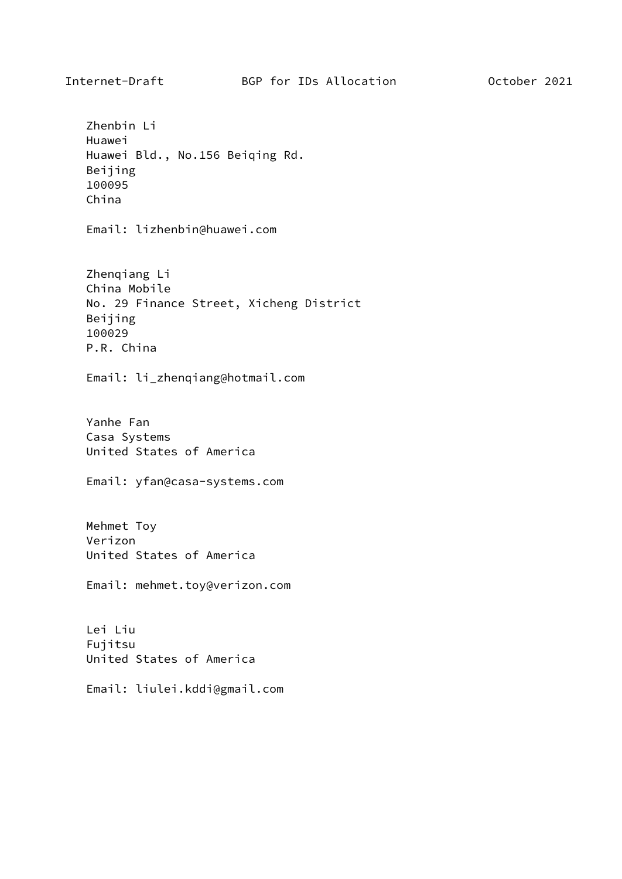Zhenbin Li
Huawei
Huawei Bld., No.156 Beiqing Rd.
Beijing
100095
China

Email: lizhenbin@huawei.com

Zhenqiang Li
China Mobile
No. 29 Finance Street, Xicheng District
Beijing
100029
P.R. China

Email: li_zhenqiang@hotmail.com

Yanhe Fan
Casa Systems
United States of America

Email: yfan@casa-systems.com

Mehmet Toy
Verizon
United States of America

Email: mehmet.toy@verizon.com

Lei Liu
Fujitsu
United States of America

Email: liulei.kddi@gmail.com